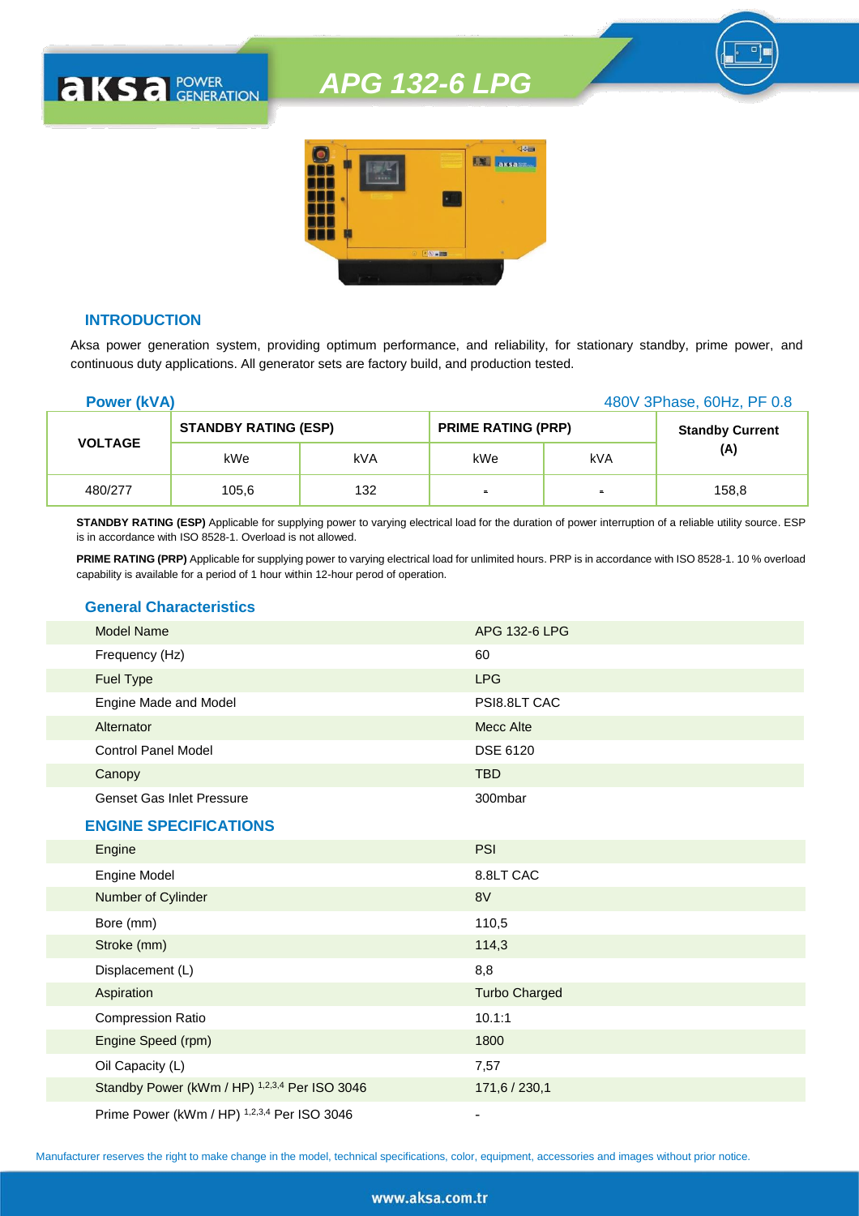# APG 132-6 LPG

## INTRODUCTION

Aksa power generation system, providing optimum performance, and reliability, for stationary standby, prime power, and continuous duty applications. All generator sets are factory build, and production tested.

**Power (kVA)** 480V 3Phase, 60Hz, PF 0.8

| VOLTAGE | STANDBY RATING (ESP) | | PRIME RATING (PRP) | | Standby Current (A) |
|---|---|---|---|---|---|
| | kWe | kVA | kWe | kVA | |
| 480/277 | 105,6 | 132 | - | - | 158,8 |

**STANDBY RATING (ESP)** Applicable for supplying power to varying electrical load for the duration of power interruption of a reliable utility source. ESP is in accordance with ISO 8528-1. Overload is not allowed.

**PRIME RATING (PRP)** Applicable for supplying power to varying electrical load for unlimited hours. PRP is in accordance with ISO 8528-1. 10 % overload capability is available for a period of 1 hour within 12-hour perod of operation.

## General Characteristics

| | |
|---|---|
| Model Name | APG 132-6 LPG |
| Frequency (Hz) | 60 |
| Fuel Type | LPG |
| Engine Made and Model | PSI8.8LT CAC |
| Alternator | Mecc Alte |
| Control Panel Model | DSE 6120 |
| Canopy | TBD |
| Genset Gas Inlet Pressure | 300mbar |

## ENGINE SPECIFICATIONS

| | |
|---|---|
| Engine | PSI |
| Engine Model | 8.8LT CAC |
| Number of Cylinder | 8V |
| Bore (mm) | 110,5 |
| Stroke (mm) | 114,3 |
| Displacement (L) | 8,8 |
| Aspiration | Turbo Charged |
| Compression Ratio | 10.1:1 |
| Engine Speed (rpm) | 1800 |
| Oil Capacity (L) | 7,57 |
| Standby Power (kWm / HP) [1,2,3,4] Per ISO 3046 | 171,6 / 230,1 |
| Prime Power (kWm / HP) [1,2,3,4] Per ISO 3046 | - |

Manufacturer reserves the right to make change in the model, technical specifications, color, equipment, accessories and images without prior notice.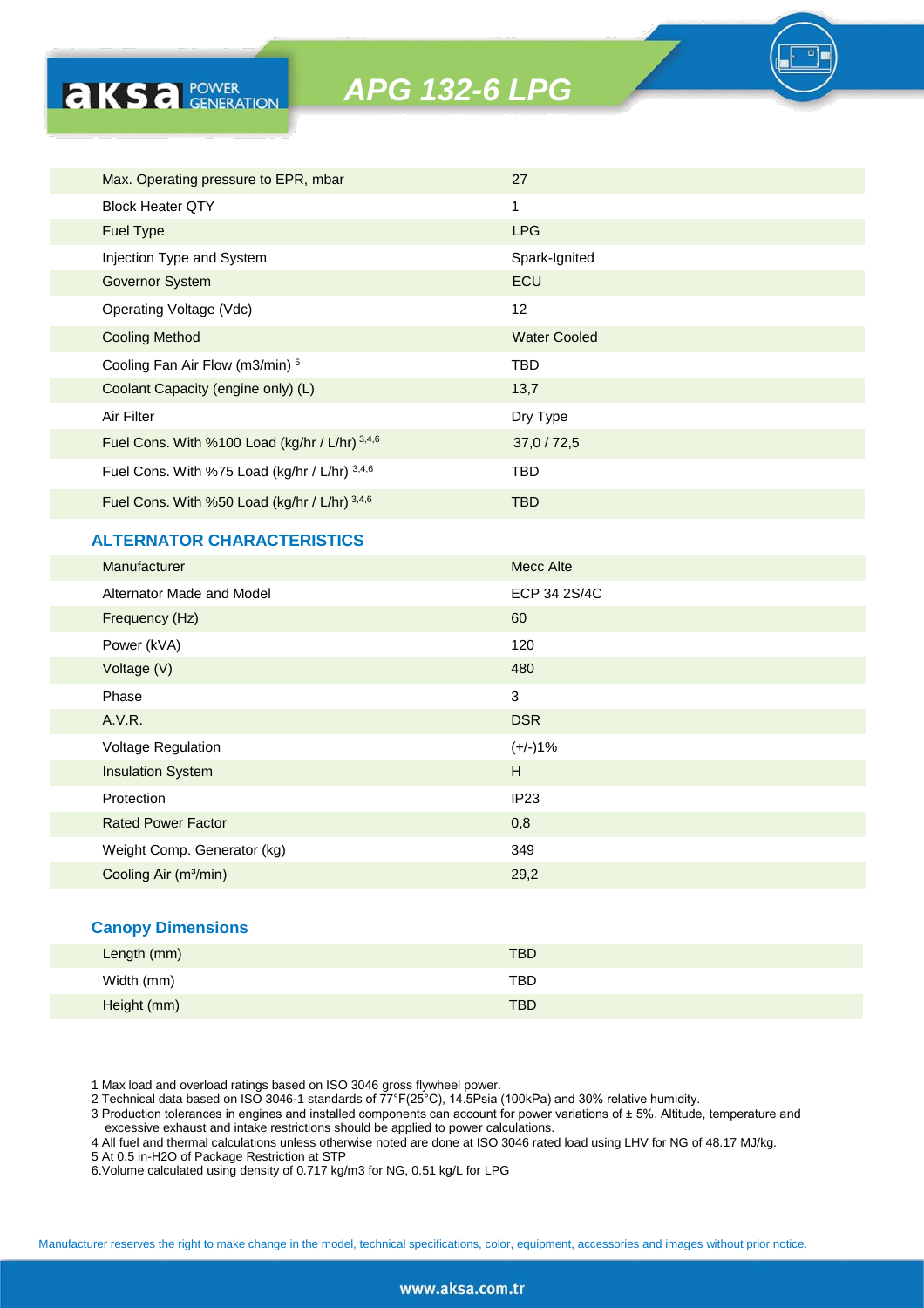# APG 132-6 LPG

| | |
|---|---|
| Max. Operating pressure to EPR, mbar | 27 |
| Block Heater QTY | 1 |
| Fuel Type | LPG |
| Injection Type and System | Spark-Ignited |
| Governor System | ECU |
| Operating Voltage (Vdc) | 12 |
| Cooling Method | Water Cooled |
| Cooling Fan Air Flow (m3/min) [5] | TBD |
| Coolant Capacity (engine only) (L) | 13,7 |
| Air Filter | Dry Type |
| Fuel Cons. With %100 Load (kg/hr / L/hr) [3,4,6] | 37,0 / 72,5 |
| Fuel Cons. With %75 Load (kg/hr / L/hr) [3,4,6] | TBD |
| Fuel Cons. With %50 Load (kg/hr / L/hr) [3,4,6] | TBD |

## ALTERNATOR CHARACTERISTICS

| | |
|---|---|
| Manufacturer | Mecc Alte |
| Alternator Made and Model | ECP 34 2S/4C |
| Frequency (Hz) | 60 |
| Power (kVA) | 120 |
| Voltage (V) | 480 |
| Phase | 3 |
| A.V.R. | DSR |
| Voltage Regulation | (+/-)1% |
| Insulation System | H |
| Protection | IP23 |
| Rated Power Factor | 0,8 |
| Weight Comp. Generator (kg) | 349 |
| Cooling Air (m³/min) | 29,2 |

## Canopy Dimensions

| | |
|---|---|
| Length (mm) | TBD |
| Width (mm) | TBD |
| Height (mm) | TBD |

1 Max load and overload ratings based on ISO 3046 gross flywheel power.
2 Technical data based on ISO 3046-1 standards of 77°F(25°C), 14.5Psia (100kPa) and 30% relative humidity.
3 Production tolerances in engines and installed components can account for power variations of ± 5%. Altitude, temperature and excessive exhaust and intake restrictions should be applied to power calculations.
4 All fuel and thermal calculations unless otherwise noted are done at ISO 3046 rated load using LHV for NG of 48.17 MJ/kg.
5 At 0.5 in-H2O of Package Restriction at STP
6.Volume calculated using density of 0.717 kg/m3 for NG, 0.51 kg/L for LPG

Manufacturer reserves the right to make change in the model, technical specifications, color, equipment, accessories and images without prior notice.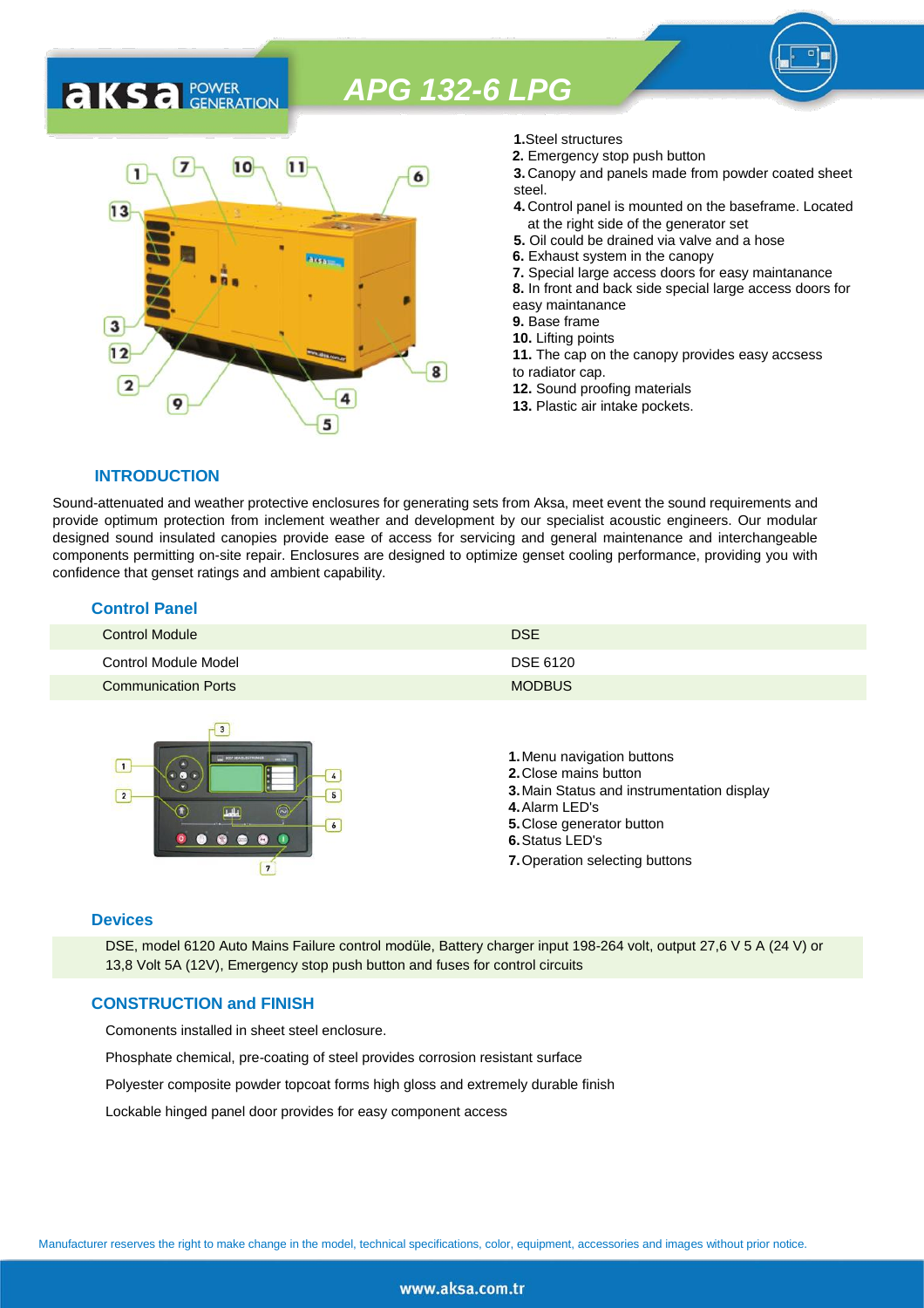# APG 132-6 LPG

**1.** Steel structures
**2.** Emergency stop push button
**3.** Canopy and panels made from powder coated sheet steel.
**4.** Control panel is mounted on the baseframe. Located at the right side of the generator set
**5.** Oil could be drained via valve and a hose
**6.** Exhaust system in the canopy
**7.** Special large access doors for easy maintanance
**8.** In front and back side special large access doors for easy maintanance
**9.** Base frame
**10.** Lifting points
**11.** The cap on the canopy provides easy accsess to radiator cap.
**12.** Sound proofing materials
**13.** Plastic air intake pockets.

## INTRODUCTION

Sound-attenuated and weather protective enclosures for generating sets from Aksa, meet event the sound requirements and provide optimum protection from inclement weather and development by our specialist acoustic engineers. Our modular designed sound insulated canopies provide ease of access for servicing and general maintenance and interchangeable components permitting on-site repair. Enclosures are designed to optimize genset cooling performance, providing you with confidence that genset ratings and ambient capability.

## Control Panel

| | |
|---|---|
| Control Module | DSE |
| Control Module Model | DSE 6120 |
| Communication Ports | MODBUS |

**1.** Menu navigation buttons
**2.** Close mains button
**3.** Main Status and instrumentation display
**4.** Alarm LED's
**5.** Close generator button
**6.** Status LED's
**7.** Operation selecting buttons

## Devices

DSE, model 6120 Auto Mains Failure control modüle, Battery charger input 198-264 volt, output 27,6 V 5 A (24 V) or 13,8 Volt 5A (12V), Emergency stop push button and fuses for control circuits

## CONSTRUCTION and FINISH

Comonents installed in sheet steel enclosure.

Phosphate chemical, pre-coating of steel provides corrosion resistant surface

Polyester composite powder topcoat forms high gloss and extremely durable finish

Lockable hinged panel door provides for easy component access

Manufacturer reserves the right to make change in the model, technical specifications, color, equipment, accessories and images without prior notice.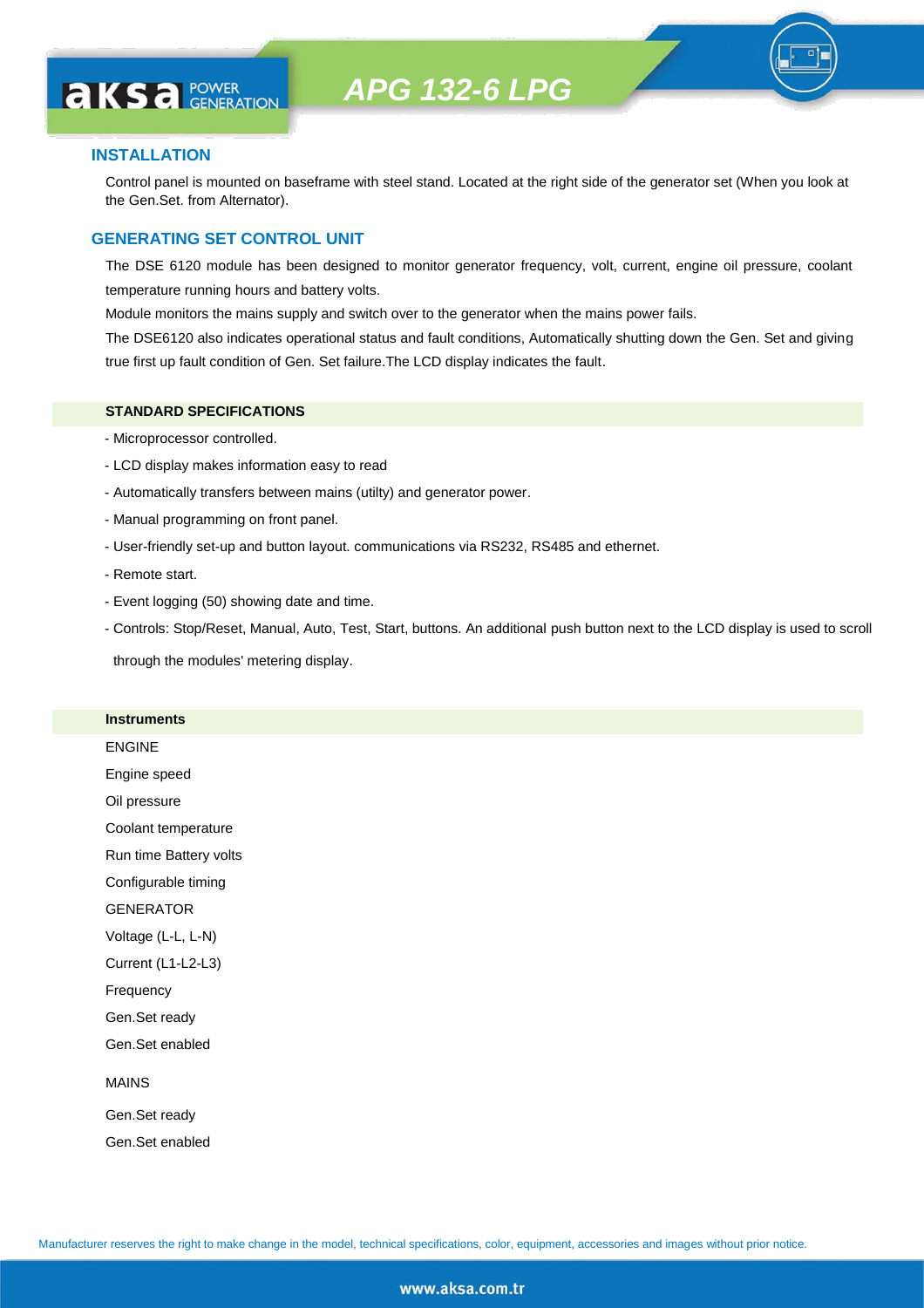# APG 132-6 LPG

## INSTALLATION

Control panel is mounted on baseframe with steel stand. Located at the right side of the generator set (When you look at the Gen.Set. from Alternator).

## GENERATING SET CONTROL UNIT

The DSE 6120 module has been designed to monitor generator frequency, volt, current, engine oil pressure, coolant temperature running hours and battery volts.

Module monitors the mains supply and switch over to the generator when the mains power fails.

The DSE6120 also indicates operational status and fault conditions, Automatically shutting down the Gen. Set and giving true first up fault condition of Gen. Set failure.The LCD display indicates the fault.

### STANDARD SPECIFICATIONS

- Microprocessor controlled.
- LCD display makes information easy to read
- Automatically transfers between mains (utilty) and generator power.
- Manual programming on front panel.
- User-friendly set-up and button layout. communications via RS232, RS485 and ethernet.
- Remote start.
- Event logging (50) showing date and time.
- Controls: Stop/Reset, Manual, Auto, Test, Start, buttons. An additional push button next to the LCD display is used to scroll through the modules' metering display.

### Instruments

ENGINE

Engine speed

Oil pressure

Coolant temperature

Run time Battery volts

Configurable timing

GENERATOR

Voltage (L-L, L-N)

Current (L1-L2-L3)

Frequency

Gen.Set ready

Gen.Set enabled

MAINS

Gen.Set ready

Gen.Set enabled

Manufacturer reserves the right to make change in the model, technical specifications, color, equipment, accessories and images without prior notice.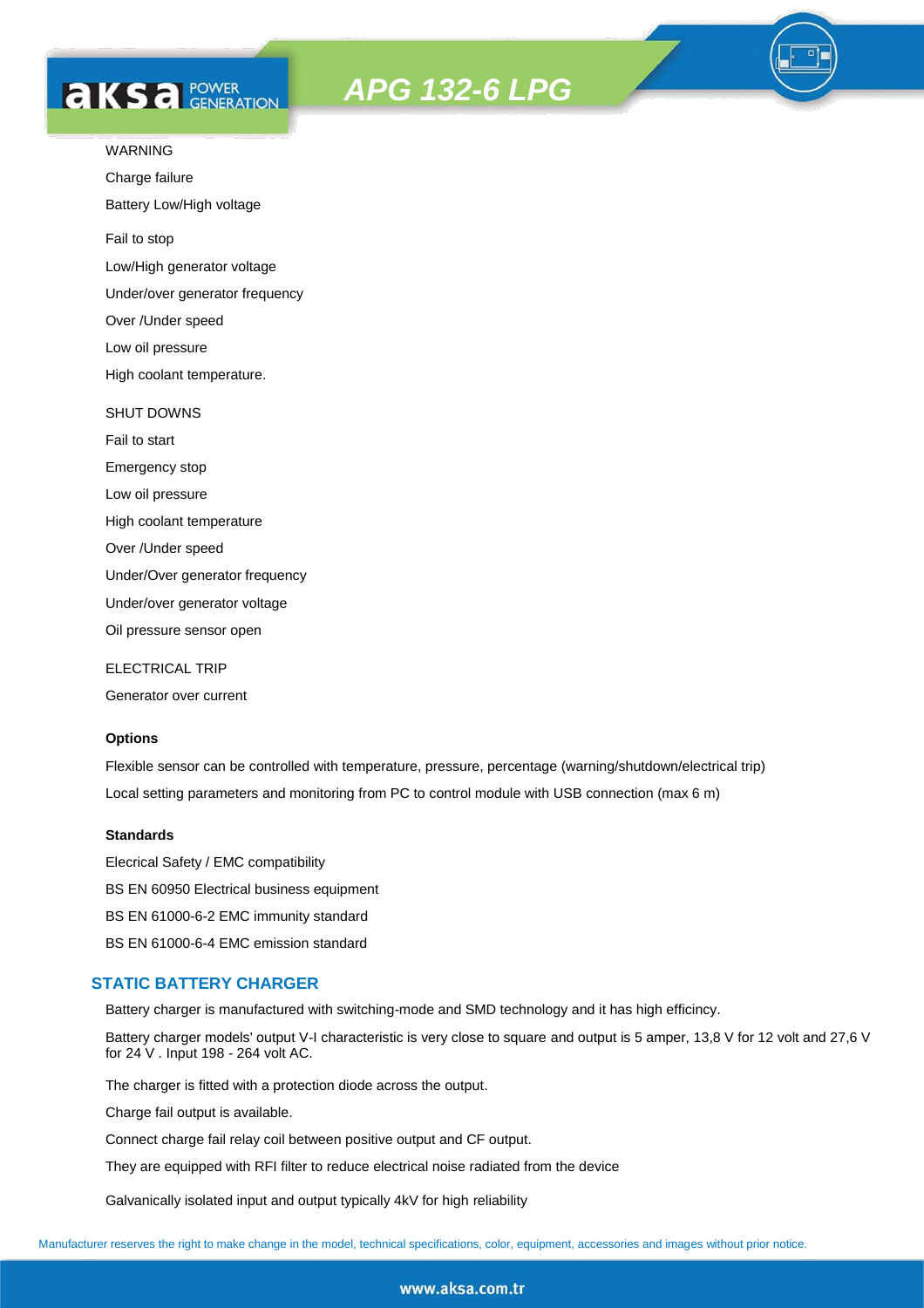WARNING

Charge failure

Battery Low/High voltage

Fail to stop

Low/High generator voltage

Under/over generator frequency

Over /Under speed

Low oil pressure

High coolant temperature.

SHUT DOWNS

Fail to start

Emergency stop

Low oil pressure

High coolant temperature

Over /Under speed

Under/Over generator frequency

Under/over generator voltage

Oil pressure sensor open

ELECTRICAL TRIP

Generator over current

**Options**

Flexible sensor can be controlled with temperature, pressure, percentage (warning/shutdown/electrical trip)

Local setting parameters and monitoring from PC to control module with USB connection (max 6 m)

**Standards**

Elecrical Safety / EMC compatibility

BS EN 60950 Electrical business equipment

BS EN 61000-6-2 EMC immunity standard

BS EN 61000-6-4 EMC emission standard

## STATIC BATTERY CHARGER

Battery charger is manufactured with switching-mode and SMD technology and it has high efficincy.

Battery charger models' output V-I characteristic is very close to square and output is 5 amper, 13,8 V for 12 volt and 27,6 V for 24 V . Input 198 - 264 volt AC.

The charger is fitted with a protection diode across the output.

Charge fail output is available.

Connect charge fail relay coil between positive output and CF output.

They are equipped with RFI filter to reduce electrical noise radiated from the device

Galvanically isolated input and output typically 4kV for high reliability

Manufacturer reserves the right to make change in the model, technical specifications, color, equipment, accessories and images without prior notice.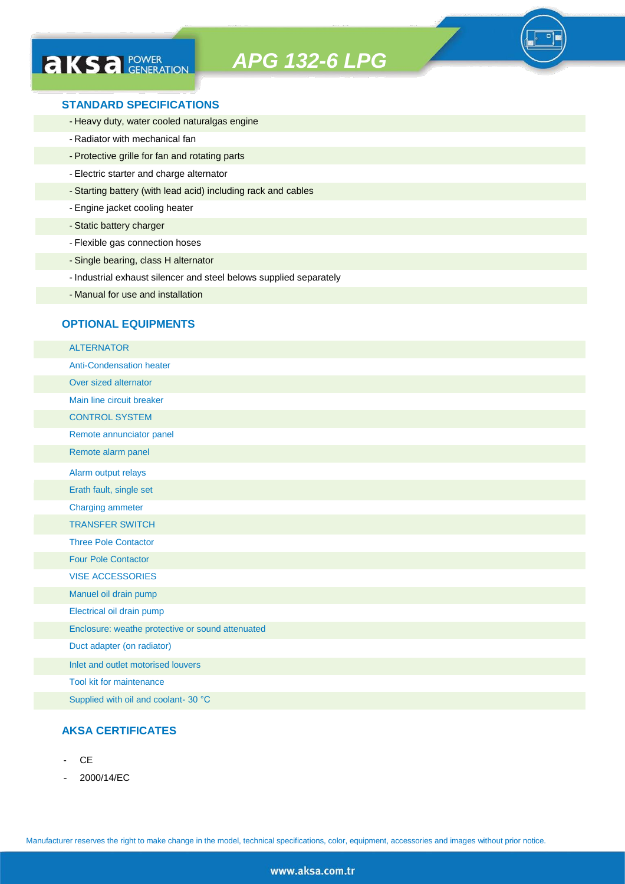# APG 132-6 LPG

## STANDARD SPECIFICATIONS

- Heavy duty, water cooled naturalgas engine
- Radiator with mechanical fan
- Protective grille for fan and rotating parts
- Electric starter and charge alternator
- Starting battery (with lead acid) including rack and cables
- Engine jacket cooling heater
- Static battery charger
- Flexible gas connection hoses
- Single bearing, class H alternator
- Industrial exhaust silencer and steel belows supplied separately
- Manual for use and installation

## OPTIONAL EQUIPMENTS

ALTERNATOR

Anti-Condensation heater

Over sized alternator

Main line circuit breaker

CONTROL SYSTEM

Remote annunciator panel

Remote alarm panel

Alarm output relays

Erath fault, single set

Charging ammeter

TRANSFER SWITCH

Three Pole Contactor

Four Pole Contactor

VISE ACCESSORIES

Manuel oil drain pump

Electrical oil drain pump

Enclosure: weathe protective or sound attenuated

Duct adapter (on radiator)

Inlet and outlet motorised louvers

Tool kit for maintenance

Supplied with oil and coolant- 30 °C

## AKSA CERTIFICATES

- CE
- 2000/14/EC

Manufacturer reserves the right to make change in the model, technical specifications, color, equipment, accessories and images without prior notice.

www.aksa.com.tr